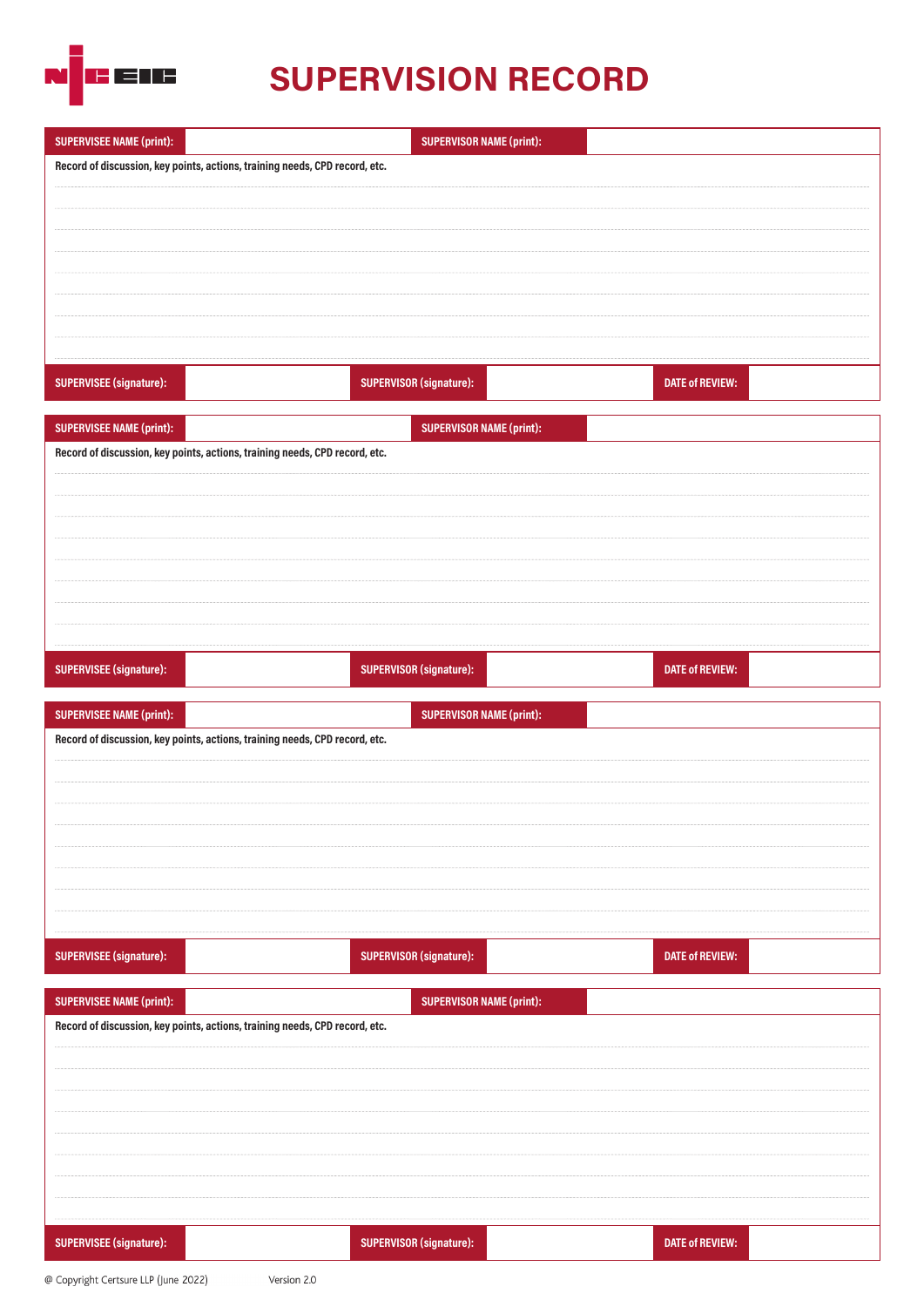# SUPERVISION RECORD

| SUPERVISEE NAME (print): | | SUPERVISOR NAME (print): | |
|---|---|---|---|

Record of discussion, key points, actions, training needs, CPD record, etc.

| SUPERVISEE (signature): | | SUPERVISOR (signature): | | DATE of REVIEW: | |
|---|---|---|---|---|---|

| SUPERVISEE NAME (print): | | SUPERVISOR NAME (print): | |
|---|---|---|---|

Record of discussion, key points, actions, training needs, CPD record, etc.

| SUPERVISEE (signature): | | SUPERVISOR (signature): | | DATE of REVIEW: | |
|---|---|---|---|---|---|

| SUPERVISEE NAME (print): | | SUPERVISOR NAME (print): | |
|---|---|---|---|

Record of discussion, key points, actions, training needs, CPD record, etc.

| SUPERVISEE (signature): | | SUPERVISOR (signature): | | DATE of REVIEW: | |
|---|---|---|---|---|---|

| SUPERVISEE NAME (print): | | SUPERVISOR NAME (print): | |
|---|---|---|---|

Record of discussion, key points, actions, training needs, CPD record, etc.

| SUPERVISEE (signature): | | SUPERVISOR (signature): | | DATE of REVIEW: | |
|---|---|---|---|---|---|

@ Copyright Certsure LLP (June 2022) Version 2.0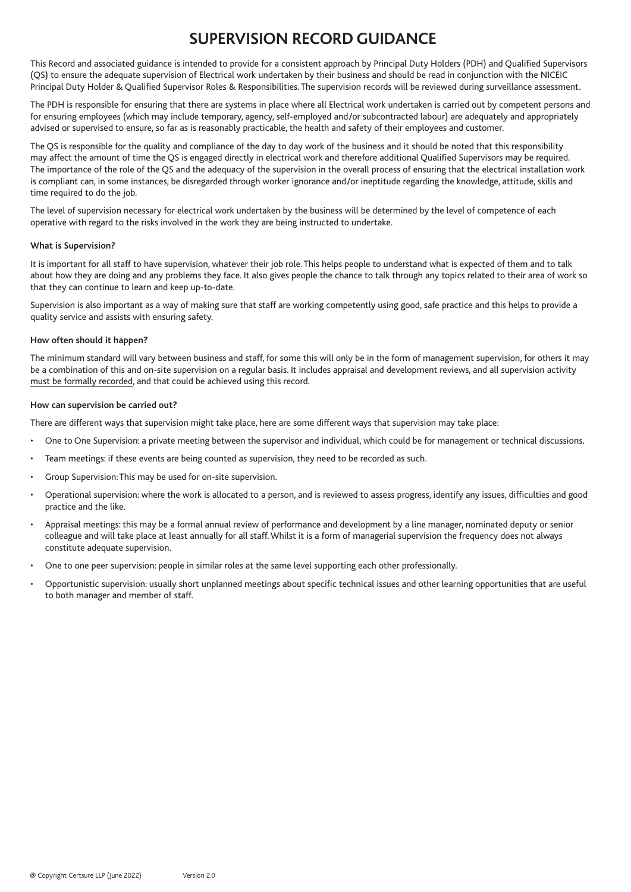# SUPERVISION RECORD GUIDANCE

This Record and associated guidance is intended to provide for a consistent approach by Principal Duty Holders (PDH) and Qualified Supervisors (QS) to ensure the adequate supervision of Electrical work undertaken by their business and should be read in conjunction with the NICEIC Principal Duty Holder & Qualified Supervisor Roles & Responsibilities. The supervision records will be reviewed during surveillance assessment.

The PDH is responsible for ensuring that there are systems in place where all Electrical work undertaken is carried out by competent persons and for ensuring employees (which may include temporary, agency, self-employed and/or subcontracted labour) are adequately and appropriately advised or supervised to ensure, so far as is reasonably practicable, the health and safety of their employees and customer.

The QS is responsible for the quality and compliance of the day to day work of the business and it should be noted that this responsibility may affect the amount of time the QS is engaged directly in electrical work and therefore additional Qualified Supervisors may be required. The importance of the role of the QS and the adequacy of the supervision in the overall process of ensuring that the electrical installation work is compliant can, in some instances, be disregarded through worker ignorance and/or ineptitude regarding the knowledge, attitude, skills and time required to do the job.

The level of supervision necessary for electrical work undertaken by the business will be determined by the level of competence of each operative with regard to the risks involved in the work they are being instructed to undertake.

**What is Supervision?**

It is important for all staff to have supervision, whatever their job role. This helps people to understand what is expected of them and to talk about how they are doing and any problems they face. It also gives people the chance to talk through any topics related to their area of work so that they can continue to learn and keep up-to-date.

Supervision is also important as a way of making sure that staff are working competently using good, safe practice and this helps to provide a quality service and assists with ensuring safety.

**How often should it happen?**

The minimum standard will vary between business and staff, for some this will only be in the form of management supervision, for others it may be a combination of this and on-site supervision on a regular basis. It includes appraisal and development reviews, and all supervision activity must be formally recorded, and that could be achieved using this record.

**How can supervision be carried out?**

There are different ways that supervision might take place, here are some different ways that supervision may take place:

- One to One Supervision: a private meeting between the supervisor and individual, which could be for management or technical discussions.
- Team meetings: if these events are being counted as supervision, they need to be recorded as such.
- Group Supervision: This may be used for on-site supervision.
- Operational supervision: where the work is allocated to a person, and is reviewed to assess progress, identify any issues, difficulties and good practice and the like.
- Appraisal meetings: this may be a formal annual review of performance and development by a line manager, nominated deputy or senior colleague and will take place at least annually for all staff. Whilst it is a form of managerial supervision the frequency does not always constitute adequate supervision.
- One to one peer supervision: people in similar roles at the same level supporting each other professionally.
- Opportunistic supervision: usually short unplanned meetings about specific technical issues and other learning opportunities that are useful to both manager and member of staff.

© Copyright Certsure LLP (June 2022) Version 2.0